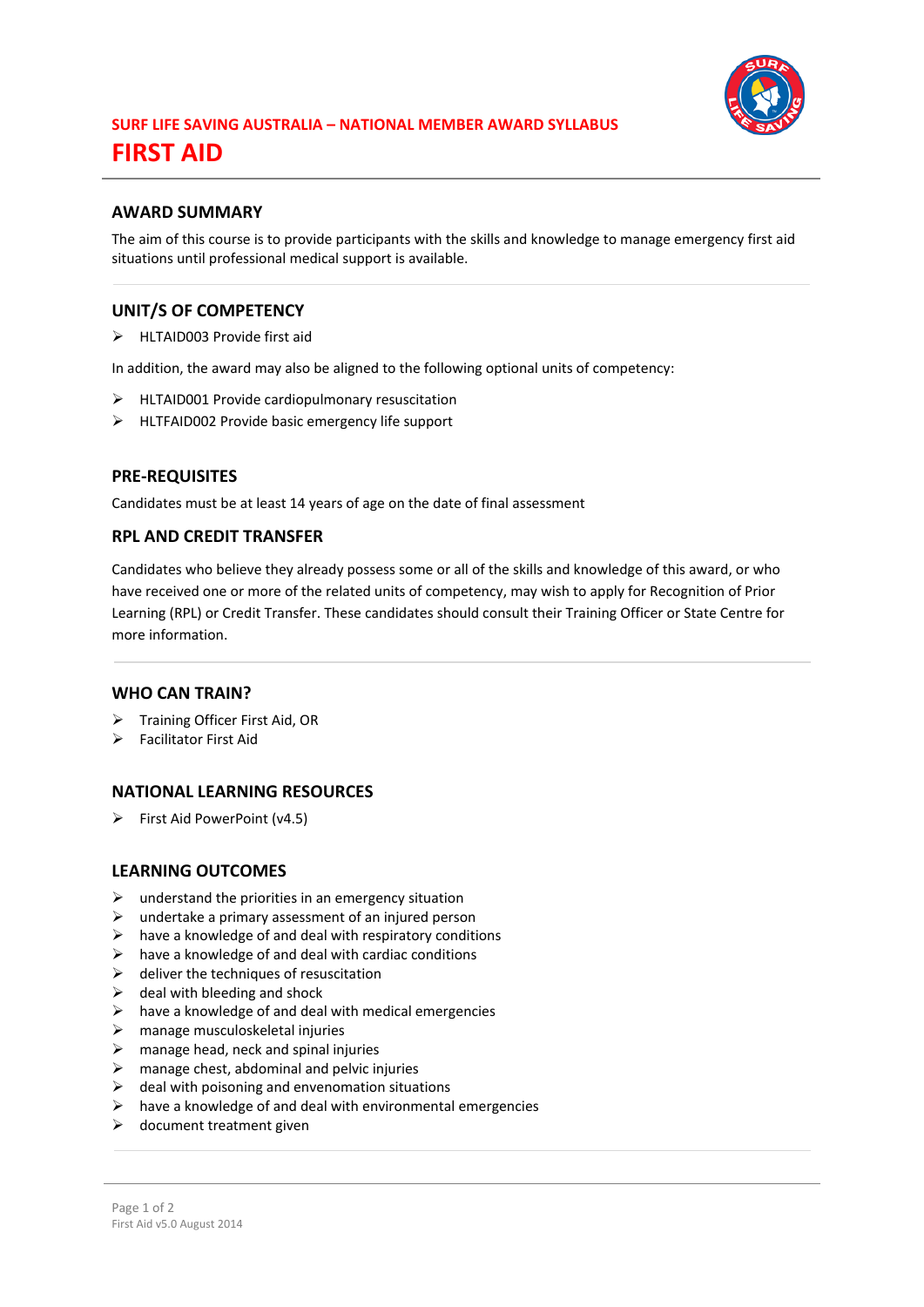SURF LIFE SAVING AUSTRALIA – NATIONAL MEMBER AWARD SYLLABUS

# FIRST AID

## AWARD SUMMARY

The aim of this course is to provide participants with the skills and knowledge to manage emergency first aid situations until professional medical support is available.

## UNIT/S OF COMPETENCY

- HLTAID003 Provide first aid

In addition, the award may also be aligned to the following optional units of competency:

- HLTAID001 Provide cardiopulmonary resuscitation
- HLTFAID002 Provide basic emergency life support

## PRE-REQUISITES

Candidates must be at least 14 years of age on the date of final assessment

## RPL AND CREDIT TRANSFER

Candidates who believe they already possess some or all of the skills and knowledge of this award, or who have received one or more of the related units of competency, may wish to apply for Recognition of Prior Learning (RPL) or Credit Transfer. These candidates should consult their Training Officer or State Centre for more information.

## WHO CAN TRAIN?

- Training Officer First Aid, OR
- Facilitator First Aid

## NATIONAL LEARNING RESOURCES

- First Aid PowerPoint (v4.5)

## LEARNING OUTCOMES

- understand the priorities in an emergency situation
- undertake a primary assessment of an injured person
- have a knowledge of and deal with respiratory conditions
- have a knowledge of and deal with cardiac conditions
- deliver the techniques of resuscitation
- deal with bleeding and shock
- have a knowledge of and deal with medical emergencies
- manage musculoskeletal injuries
- manage head, neck and spinal injuries
- manage chest, abdominal and pelvic injuries
- deal with poisoning and envenomation situations
- have a knowledge of and deal with environmental emergencies
- document treatment given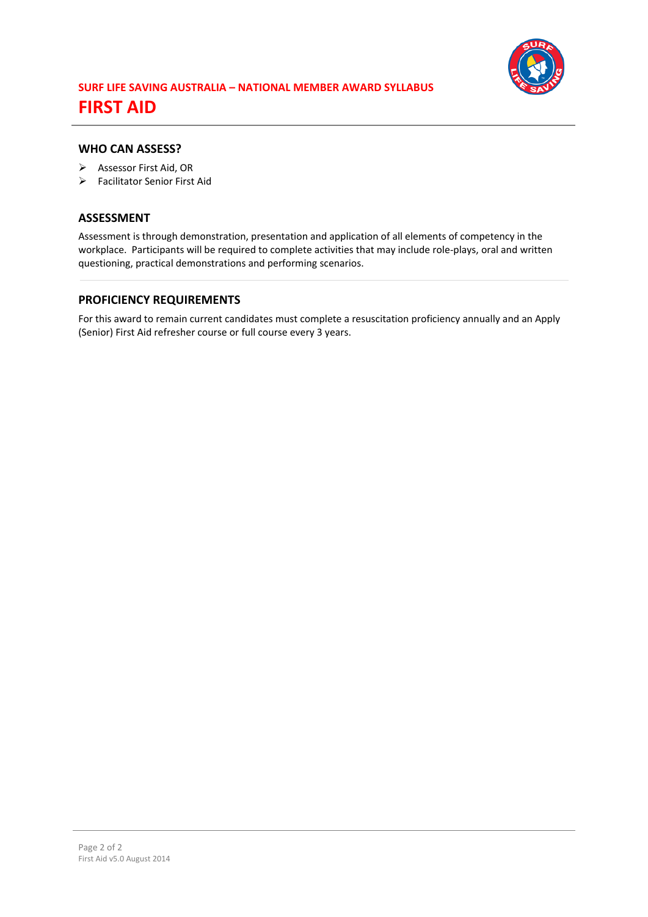## WHO CAN ASSESS?

- Assessor First Aid, OR
- Facilitator Senior First Aid

## ASSESSMENT

Assessment is through demonstration, presentation and application of all elements of competency in the workplace. Participants will be required to complete activities that may include role-plays, oral and written questioning, practical demonstrations and performing scenarios.

## PROFICIENCY REQUIREMENTS

For this award to remain current candidates must complete a resuscitation proficiency annually and an Apply (Senior) First Aid refresher course or full course every 3 years.